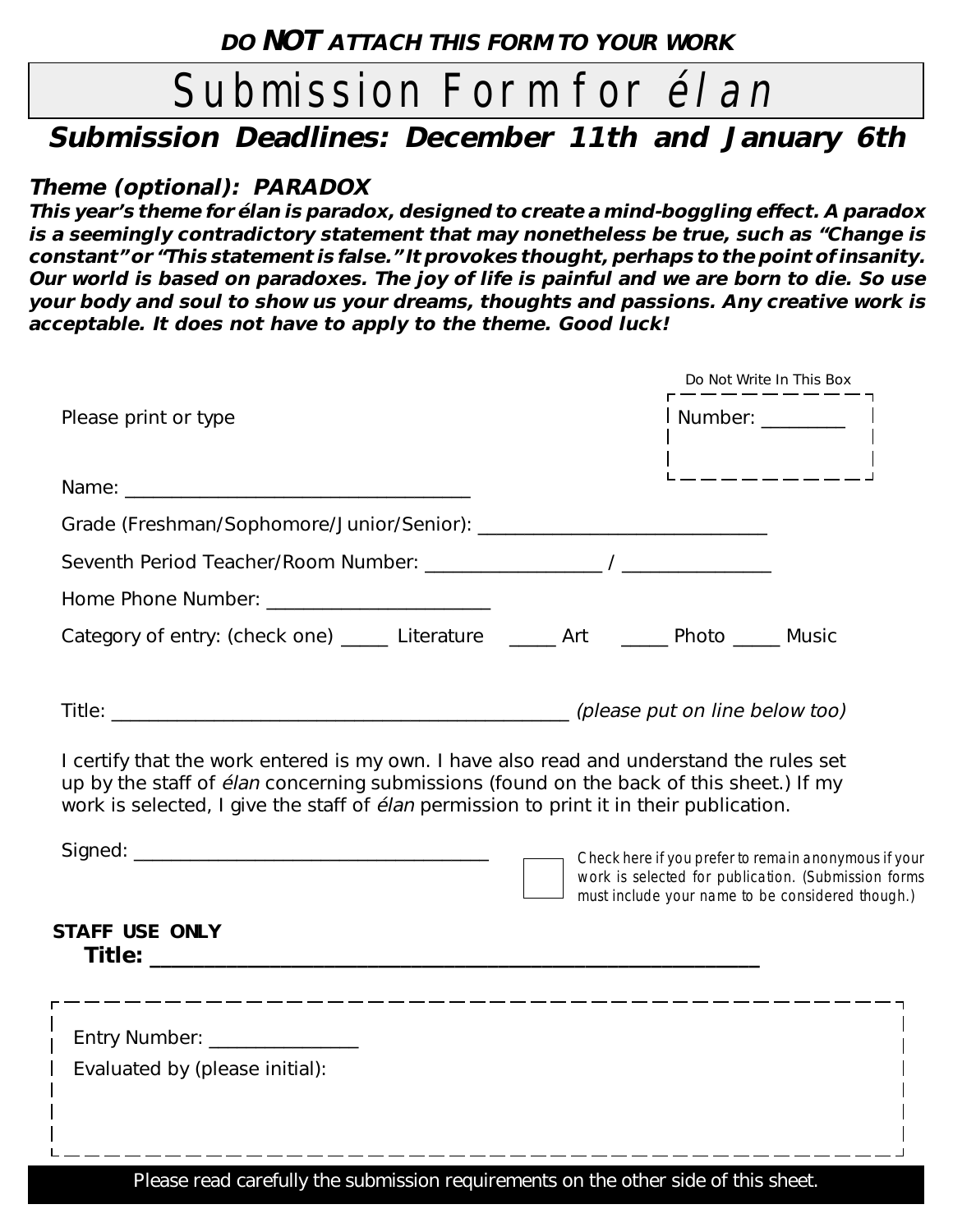**DO *NOT* ATTACH THIS FORM TO YOUR WORK**

# Submission Form for *élan*

## Submission Deadlines: December 11th and January 6th

### Theme (optional): PARADOX

***This year's theme for élan is paradox, designed to create a mind-boggling effect. A paradox is a seemingly contradictory statement that may nonetheless be true, such as "Change is constant" or "This statement is false." It provokes thought, perhaps to the point of insanity. Our world is based on paradoxes. The joy of life is painful and we are born to die. So use your body and soul to show us your dreams, thoughts and passions. Any creative work is acceptable. It does not have to apply to the theme. Good luck!***

Do Not Write In This Box

Number: ________

Please print or type

Name: ___________________________________

Grade (Freshman/Sophomore/Junior/Senior): ______________________________

Seventh Period Teacher/Room Number: __________________ / _______________

Home Phone Number: _______________________

Category of entry: (check one) _____ Literature _____ Art _____ Photo _____ Music

Title: ______________________________________________ *(please put on line below too)*

I certify that the work entered is my own. I have also read and understand the rules set up by the staff of *élan* concerning submissions (found on the back of this sheet.) If my work is selected, I give the staff of *élan* permission to print it in their publication.

Signed: ____________________________________

☐ Check here if you prefer to remain anonymous if your work is selected for publication. (Submission forms must include your name to be considered though.)

**STAFF USE ONLY**

**Title: _______________________________________________________**

Entry Number: _______________

Evaluated by (please initial):

Please read carefully the submission requirements on the other side of this sheet.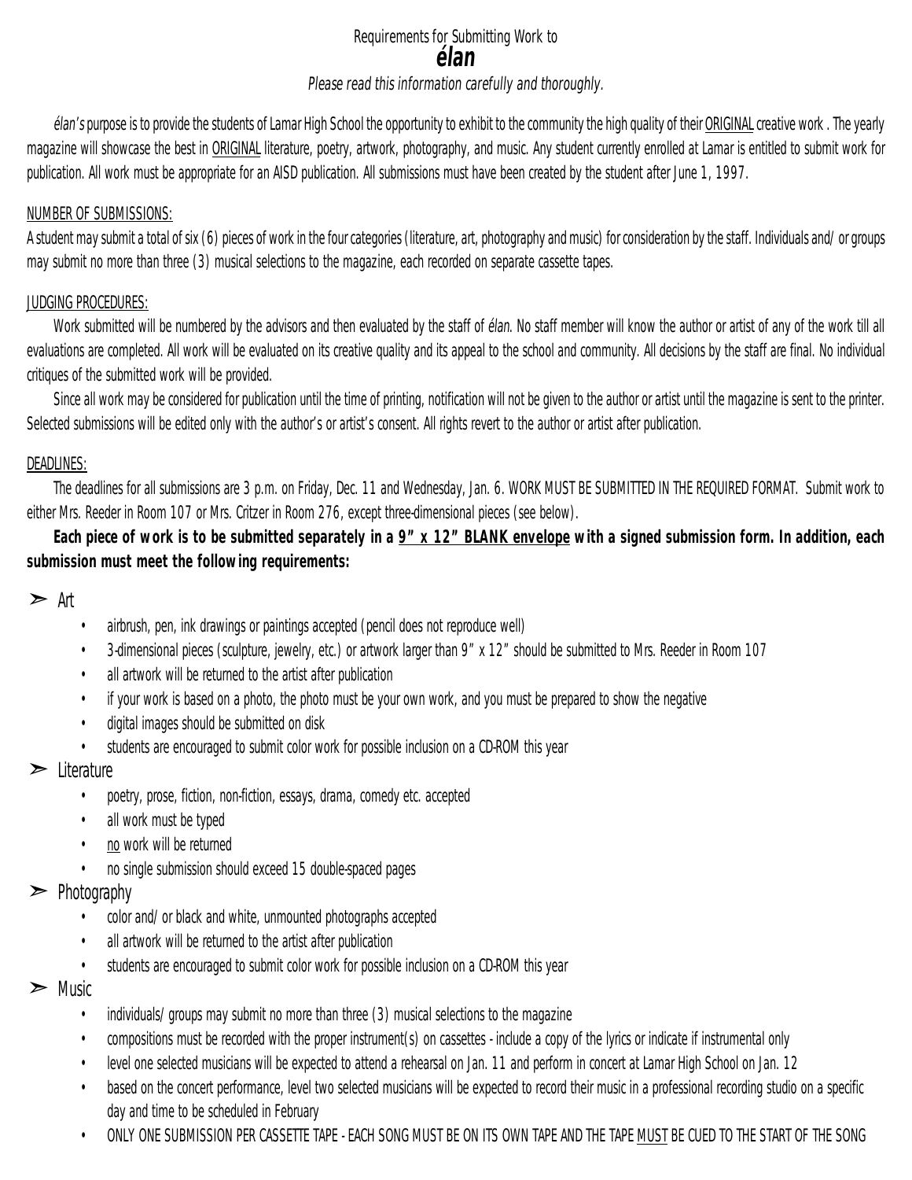Requirements for Submitting Work to

# *élan*

*Please read this information carefully and thoroughly.*

*élan's* purpose is to provide the students of Lamar High School the opportunity to exhibit to the community the high quality of their <u>ORIGINAL</u> creative work . The yearly magazine will showcase the best in <u>ORIGINAL</u> literature, poetry, artwork, photography, and music. Any student currently enrolled at Lamar is entitled to submit work for publication. All work must be appropriate for an AISD publication. All submissions must have been created by the student after June 1, 1997.

<u>NUMBER OF SUBMISSIONS:</u>

A student may submit a total of six (6) pieces of work in the four categories (literature, art, photography and music) for consideration by the staff. Individuals and/or groups may submit no more than three (3) musical selections to the magazine, each recorded on separate cassette tapes.

<u>JUDGING PROCEDURES:</u>

Work submitted will be numbered by the advisors and then evaluated by the staff of *élan*. No staff member will know the author or artist of any of the work till all evaluations are completed. All work will be evaluated on its creative quality and its appeal to the school and community. All decisions by the staff are final. No individual critiques of the submitted work will be provided.

Since all work may be considered for publication until the time of printing, notification will not be given to the author or artist until the magazine is sent to the printer. Selected submissions will be edited only with the author's or artist's consent. All rights revert to the author or artist after publication.

<u>DEADLINES:</u>

The deadlines for all submissions are 3 p.m. on Friday, Dec. 11 and Wednesday, Jan. 6. WORK MUST BE SUBMITTED IN THE REQUIRED FORMAT. Submit work to either Mrs. Reeder in Room 107 or Mrs. Critzer in Room 276, except three-dimensional pieces (see below).

**Each piece of work is to be submitted separately in a <u>9" x 12" BLANK envelope</u> with a signed submission form. In addition, each submission must meet the following requirements:**

➢ Art

- airbrush, pen, ink drawings or paintings accepted (pencil does not reproduce well)
- 3-dimensional pieces (sculpture, jewelry, etc.) or artwork larger than 9" x 12" should be submitted to Mrs. Reeder in Room 107
- all artwork will be returned to the artist after publication
- if your work is based on a photo, the photo must be your own work, and you must be prepared to show the negative
- digital images should be submitted on disk
- students are encouraged to submit color work for possible inclusion on a CD-ROM this year

➢ Literature

- poetry, prose, fiction, non-fiction, essays, drama, comedy etc. accepted
- all work must be typed
- <u>no</u> work will be returned
- no single submission should exceed 15 double-spaced pages

➢ Photography

- color and/or black and white, unmounted photographs accepted
- all artwork will be returned to the artist after publication
- students are encouraged to submit color work for possible inclusion on a CD-ROM this year

➢ Music

- individuals/groups may submit no more than three (3) musical selections to the magazine
- compositions must be recorded with the proper instrument(s) on cassettes - include a copy of the lyrics or indicate if instrumental only
- level one selected musicians will be expected to attend a rehearsal on Jan. 11 and perform in concert at Lamar High School on Jan. 12
- based on the concert performance, level two selected musicians will be expected to record their music in a professional recording studio on a specific day and time to be scheduled in February
- ONLY ONE SUBMISSION PER CASSETTE TAPE - EACH SONG MUST BE ON ITS OWN TAPE AND THE TAPE <u>MUST</u> BE CUED TO THE START OF THE SONG